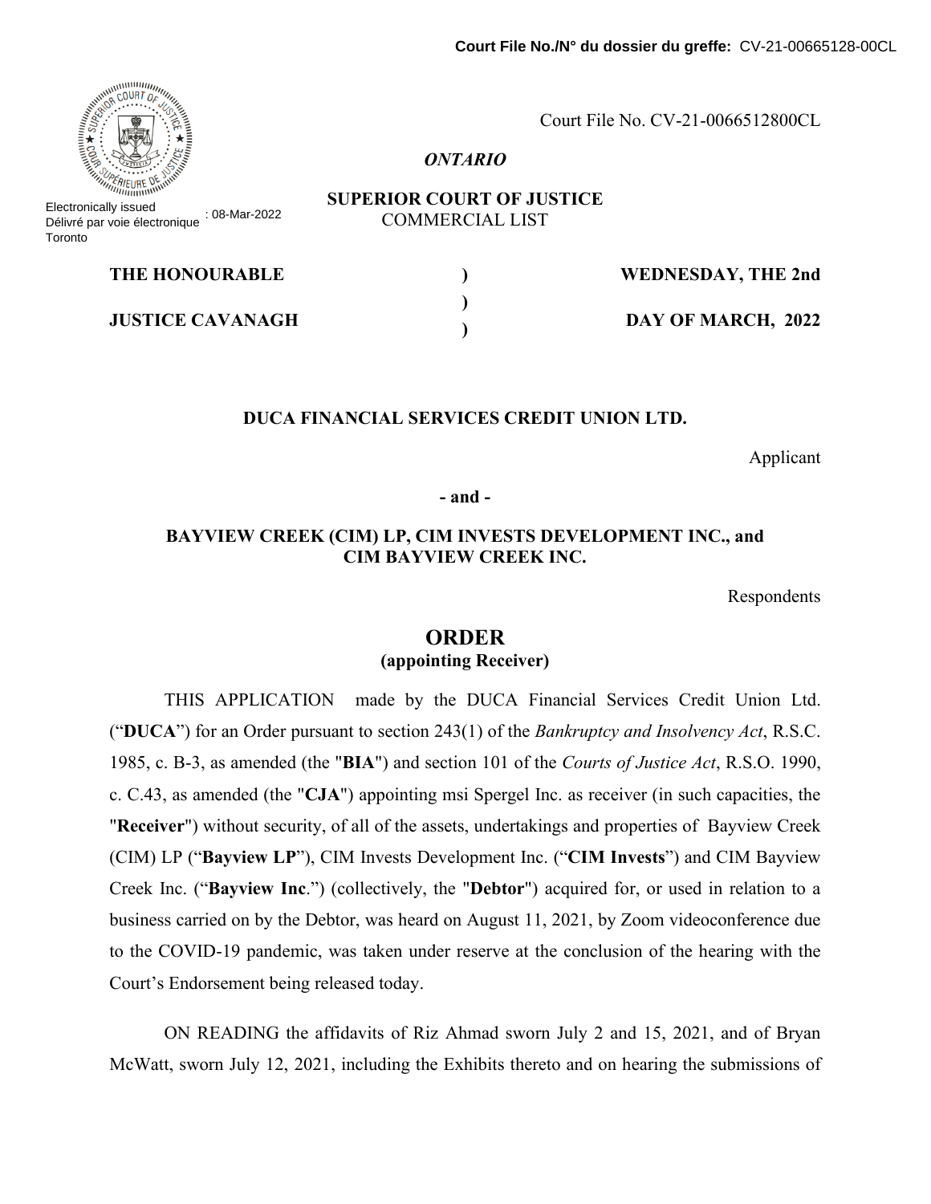Court File No./N° du dossier du greffe: CV-21-00665128-00CL

Electronically issued
Délivré par voie électronique : 08-Mar-2022
Toronto

Court File No. CV-21-0066512800CL

*ONTARIO*

**SUPERIOR COURT OF JUSTICE**
COMMERCIAL LIST

| | | |
|---|---|---|
| **THE HONOURABLE** | ) | **WEDNESDAY, THE 2nd** |
| | ) | |
| **JUSTICE CAVANAGH** | ) | **DAY OF MARCH, 2022** |

**DUCA FINANCIAL SERVICES CREDIT UNION LTD.**

Applicant

**- and -**

**BAYVIEW CREEK (CIM) LP, CIM INVESTS DEVELOPMENT INC., and CIM BAYVIEW CREEK INC.**

Respondents

# ORDER
**(appointing Receiver)**

THIS APPLICATION made by the DUCA Financial Services Credit Union Ltd. ("**DUCA**") for an Order pursuant to section 243(1) of the *Bankruptcy and Insolvency Act*, R.S.C. 1985, c. B-3, as amended (the "**BIA**") and section 101 of the *Courts of Justice Act*, R.S.O. 1990, c. C.43, as amended (the "**CJA**") appointing msi Spergel Inc. as receiver (in such capacities, the "**Receiver**") without security, of all of the assets, undertakings and properties of Bayview Creek (CIM) LP ("**Bayview LP**"), CIM Invests Development Inc. ("**CIM Invests**") and CIM Bayview Creek Inc. ("**Bayview Inc**.") (collectively, the "**Debtor**") acquired for, or used in relation to a business carried on by the Debtor, was heard on August 11, 2021, by Zoom videoconference due to the COVID-19 pandemic, was taken under reserve at the conclusion of the hearing with the Court's Endorsement being released today.

ON READING the affidavits of Riz Ahmad sworn July 2 and 15, 2021, and of Bryan McWatt, sworn July 12, 2021, including the Exhibits thereto and on hearing the submissions of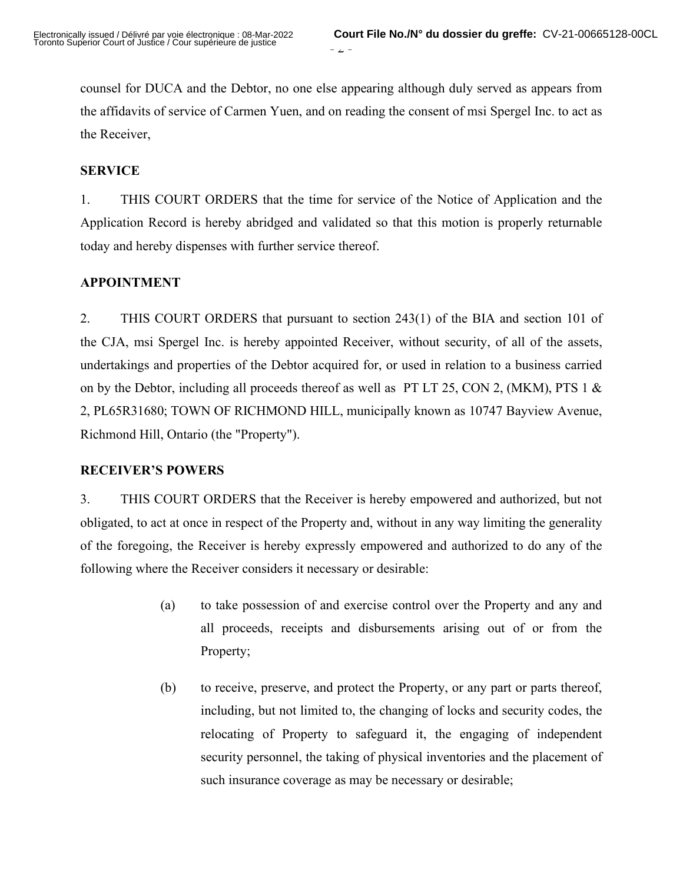counsel for DUCA and the Debtor, no one else appearing although duly served as appears from the affidavits of service of Carmen Yuen, and on reading the consent of msi Spergel Inc. to act as the Receiver,

**SERVICE**

1. THIS COURT ORDERS that the time for service of the Notice of Application and the Application Record is hereby abridged and validated so that this motion is properly returnable today and hereby dispenses with further service thereof.

**APPOINTMENT**

2. THIS COURT ORDERS that pursuant to section 243(1) of the BIA and section 101 of the CJA, msi Spergel Inc. is hereby appointed Receiver, without security, of all of the assets, undertakings and properties of the Debtor acquired for, or used in relation to a business carried on by the Debtor, including all proceeds thereof as well as PT LT 25, CON 2, (MKM), PTS 1 & 2, PL65R31680; TOWN OF RICHMOND HILL, municipally known as 10747 Bayview Avenue, Richmond Hill, Ontario (the "Property").

**RECEIVER'S POWERS**

3. THIS COURT ORDERS that the Receiver is hereby empowered and authorized, but not obligated, to act at once in respect of the Property and, without in any way limiting the generality of the foregoing, the Receiver is hereby expressly empowered and authorized to do any of the following where the Receiver considers it necessary or desirable:

(a) to take possession of and exercise control over the Property and any and all proceeds, receipts and disbursements arising out of or from the Property;

(b) to receive, preserve, and protect the Property, or any part or parts thereof, including, but not limited to, the changing of locks and security codes, the relocating of Property to safeguard it, the engaging of independent security personnel, the taking of physical inventories and the placement of such insurance coverage as may be necessary or desirable;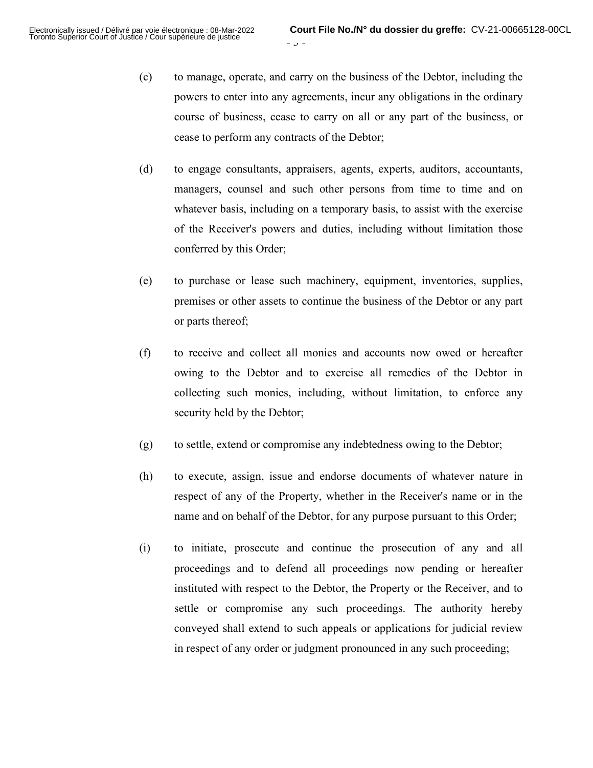(c) to manage, operate, and carry on the business of the Debtor, including the powers to enter into any agreements, incur any obligations in the ordinary course of business, cease to carry on all or any part of the business, or cease to perform any contracts of the Debtor;

(d) to engage consultants, appraisers, agents, experts, auditors, accountants, managers, counsel and such other persons from time to time and on whatever basis, including on a temporary basis, to assist with the exercise of the Receiver's powers and duties, including without limitation those conferred by this Order;

(e) to purchase or lease such machinery, equipment, inventories, supplies, premises or other assets to continue the business of the Debtor or any part or parts thereof;

(f) to receive and collect all monies and accounts now owed or hereafter owing to the Debtor and to exercise all remedies of the Debtor in collecting such monies, including, without limitation, to enforce any security held by the Debtor;

(g) to settle, extend or compromise any indebtedness owing to the Debtor;

(h) to execute, assign, issue and endorse documents of whatever nature in respect of any of the Property, whether in the Receiver's name or in the name and on behalf of the Debtor, for any purpose pursuant to this Order;

(i) to initiate, prosecute and continue the prosecution of any and all proceedings and to defend all proceedings now pending or hereafter instituted with respect to the Debtor, the Property or the Receiver, and to settle or compromise any such proceedings. The authority hereby conveyed shall extend to such appeals or applications for judicial review in respect of any order or judgment pronounced in any such proceeding;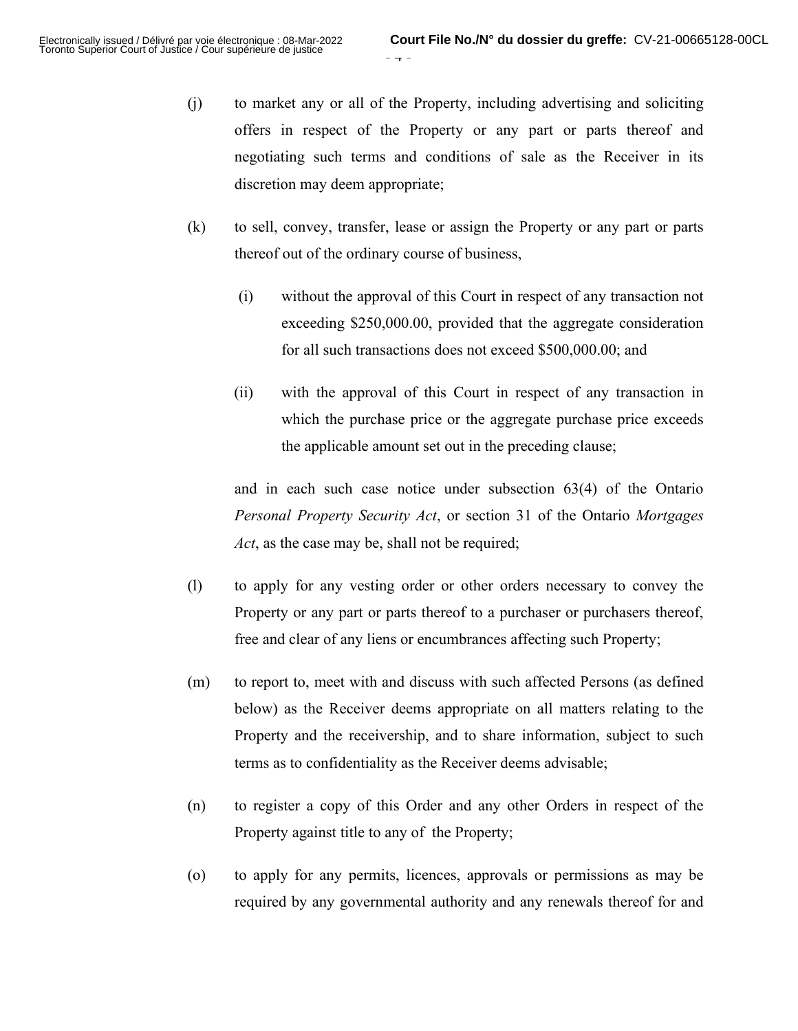(j) to market any or all of the Property, including advertising and soliciting offers in respect of the Property or any part or parts thereof and negotiating such terms and conditions of sale as the Receiver in its discretion may deem appropriate;

(k) to sell, convey, transfer, lease or assign the Property or any part or parts thereof out of the ordinary course of business,

  (i) without the approval of this Court in respect of any transaction not exceeding $250,000.00, provided that the aggregate consideration for all such transactions does not exceed $500,000.00; and

  (ii) with the approval of this Court in respect of any transaction in which the purchase price or the aggregate purchase price exceeds the applicable amount set out in the preceding clause;

  and in each such case notice under subsection 63(4) of the Ontario *Personal Property Security Act*, or section 31 of the Ontario *Mortgages Act*, as the case may be, shall not be required;

(l) to apply for any vesting order or other orders necessary to convey the Property or any part or parts thereof to a purchaser or purchasers thereof, free and clear of any liens or encumbrances affecting such Property;

(m) to report to, meet with and discuss with such affected Persons (as defined below) as the Receiver deems appropriate on all matters relating to the Property and the receivership, and to share information, subject to such terms as to confidentiality as the Receiver deems advisable;

(n) to register a copy of this Order and any other Orders in respect of the Property against title to any of the Property;

(o) to apply for any permits, licences, approvals or permissions as may be required by any governmental authority and any renewals thereof for and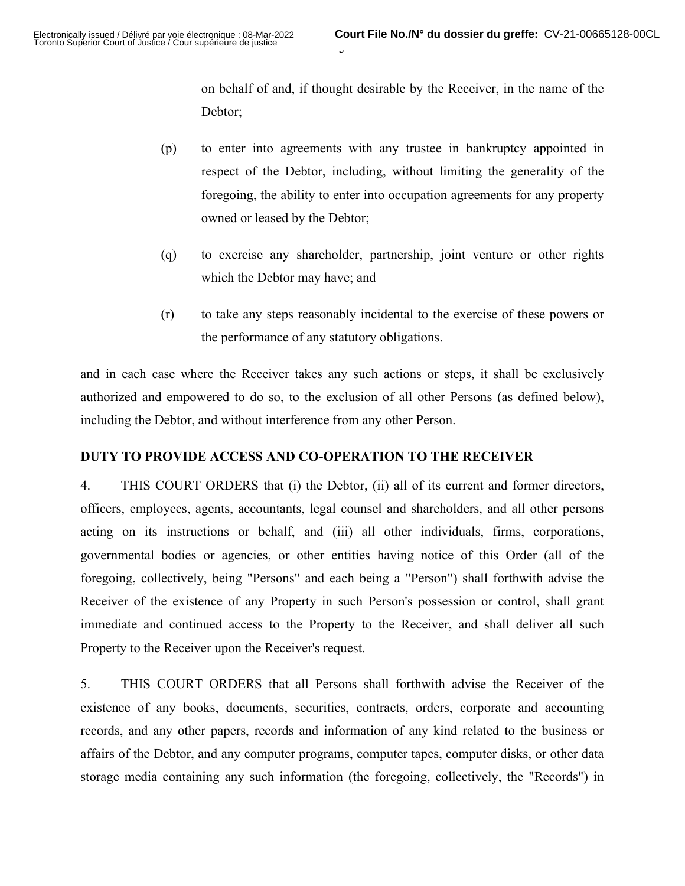on behalf of and, if thought desirable by the Receiver, in the name of the Debtor;

(p) to enter into agreements with any trustee in bankruptcy appointed in respect of the Debtor, including, without limiting the generality of the foregoing, the ability to enter into occupation agreements for any property owned or leased by the Debtor;

(q) to exercise any shareholder, partnership, joint venture or other rights which the Debtor may have; and

(r) to take any steps reasonably incidental to the exercise of these powers or the performance of any statutory obligations.

and in each case where the Receiver takes any such actions or steps, it shall be exclusively authorized and empowered to do so, to the exclusion of all other Persons (as defined below), including the Debtor, and without interference from any other Person.

**DUTY TO PROVIDE ACCESS AND CO-OPERATION TO THE RECEIVER**

4. THIS COURT ORDERS that (i) the Debtor, (ii) all of its current and former directors, officers, employees, agents, accountants, legal counsel and shareholders, and all other persons acting on its instructions or behalf, and (iii) all other individuals, firms, corporations, governmental bodies or agencies, or other entities having notice of this Order (all of the foregoing, collectively, being "Persons" and each being a "Person") shall forthwith advise the Receiver of the existence of any Property in such Person's possession or control, shall grant immediate and continued access to the Property to the Receiver, and shall deliver all such Property to the Receiver upon the Receiver's request.

5. THIS COURT ORDERS that all Persons shall forthwith advise the Receiver of the existence of any books, documents, securities, contracts, orders, corporate and accounting records, and any other papers, records and information of any kind related to the business or affairs of the Debtor, and any computer programs, computer tapes, computer disks, or other data storage media containing any such information (the foregoing, collectively, the "Records") in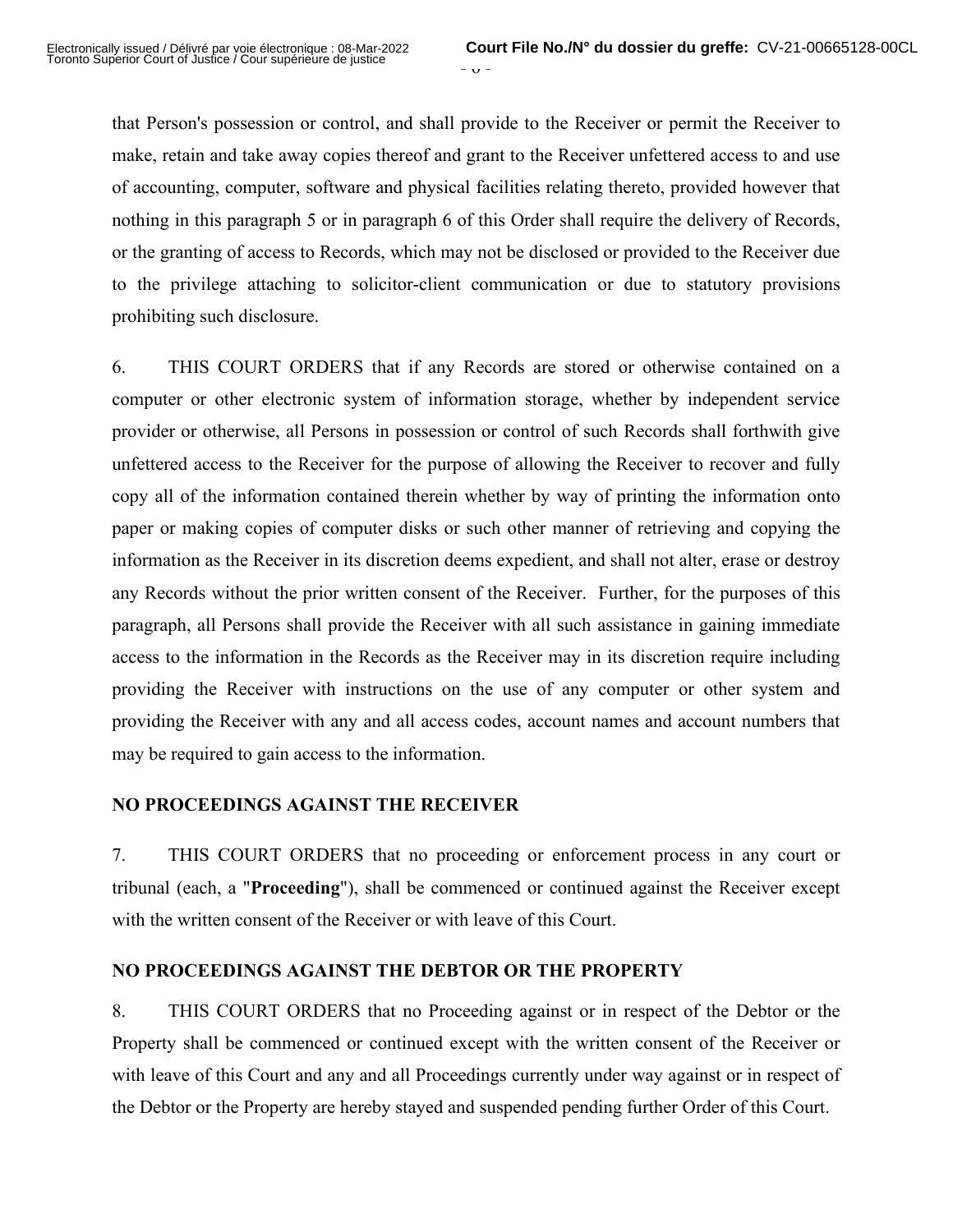that Person's possession or control, and shall provide to the Receiver or permit the Receiver to make, retain and take away copies thereof and grant to the Receiver unfettered access to and use of accounting, computer, software and physical facilities relating thereto, provided however that nothing in this paragraph 5 or in paragraph 6 of this Order shall require the delivery of Records, or the granting of access to Records, which may not be disclosed or provided to the Receiver due to the privilege attaching to solicitor-client communication or due to statutory provisions prohibiting such disclosure.

6. THIS COURT ORDERS that if any Records are stored or otherwise contained on a computer or other electronic system of information storage, whether by independent service provider or otherwise, all Persons in possession or control of such Records shall forthwith give unfettered access to the Receiver for the purpose of allowing the Receiver to recover and fully copy all of the information contained therein whether by way of printing the information onto paper or making copies of computer disks or such other manner of retrieving and copying the information as the Receiver in its discretion deems expedient, and shall not alter, erase or destroy any Records without the prior written consent of the Receiver. Further, for the purposes of this paragraph, all Persons shall provide the Receiver with all such assistance in gaining immediate access to the information in the Records as the Receiver may in its discretion require including providing the Receiver with instructions on the use of any computer or other system and providing the Receiver with any and all access codes, account names and account numbers that may be required to gain access to the information.

**NO PROCEEDINGS AGAINST THE RECEIVER**

7. THIS COURT ORDERS that no proceeding or enforcement process in any court or tribunal (each, a "**Proceeding**"), shall be commenced or continued against the Receiver except with the written consent of the Receiver or with leave of this Court.

**NO PROCEEDINGS AGAINST THE DEBTOR OR THE PROPERTY**

8. THIS COURT ORDERS that no Proceeding against or in respect of the Debtor or the Property shall be commenced or continued except with the written consent of the Receiver or with leave of this Court and any and all Proceedings currently under way against or in respect of the Debtor or the Property are hereby stayed and suspended pending further Order of this Court.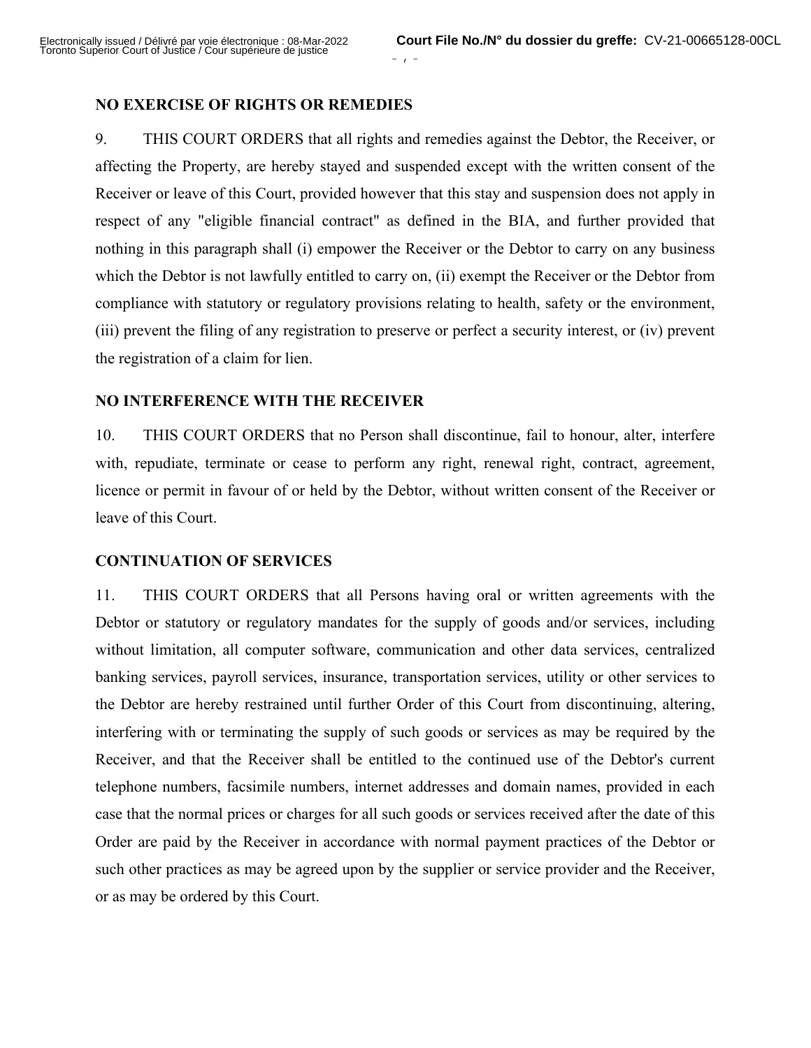**NO EXERCISE OF RIGHTS OR REMEDIES**

9. THIS COURT ORDERS that all rights and remedies against the Debtor, the Receiver, or affecting the Property, are hereby stayed and suspended except with the written consent of the Receiver or leave of this Court, provided however that this stay and suspension does not apply in respect of any "eligible financial contract" as defined in the BIA, and further provided that nothing in this paragraph shall (i) empower the Receiver or the Debtor to carry on any business which the Debtor is not lawfully entitled to carry on, (ii) exempt the Receiver or the Debtor from compliance with statutory or regulatory provisions relating to health, safety or the environment, (iii) prevent the filing of any registration to preserve or perfect a security interest, or (iv) prevent the registration of a claim for lien.

**NO INTERFERENCE WITH THE RECEIVER**

10. THIS COURT ORDERS that no Person shall discontinue, fail to honour, alter, interfere with, repudiate, terminate or cease to perform any right, renewal right, contract, agreement, licence or permit in favour of or held by the Debtor, without written consent of the Receiver or leave of this Court.

**CONTINUATION OF SERVICES**

11. THIS COURT ORDERS that all Persons having oral or written agreements with the Debtor or statutory or regulatory mandates for the supply of goods and/or services, including without limitation, all computer software, communication and other data services, centralized banking services, payroll services, insurance, transportation services, utility or other services to the Debtor are hereby restrained until further Order of this Court from discontinuing, altering, interfering with or terminating the supply of such goods or services as may be required by the Receiver, and that the Receiver shall be entitled to the continued use of the Debtor's current telephone numbers, facsimile numbers, internet addresses and domain names, provided in each case that the normal prices or charges for all such goods or services received after the date of this Order are paid by the Receiver in accordance with normal payment practices of the Debtor or such other practices as may be agreed upon by the supplier or service provider and the Receiver, or as may be ordered by this Court.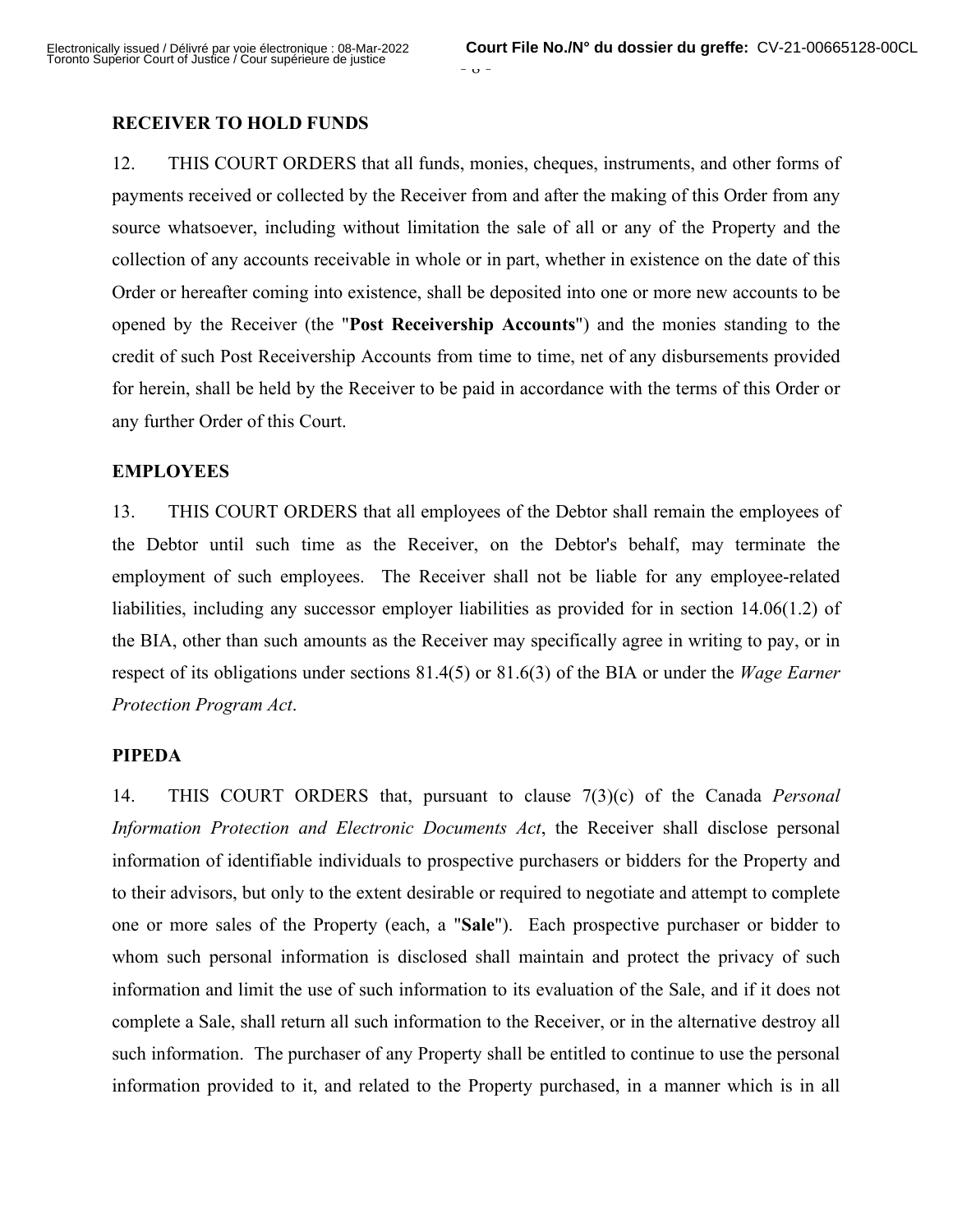**RECEIVER TO HOLD FUNDS**

12. THIS COURT ORDERS that all funds, monies, cheques, instruments, and other forms of payments received or collected by the Receiver from and after the making of this Order from any source whatsoever, including without limitation the sale of all or any of the Property and the collection of any accounts receivable in whole or in part, whether in existence on the date of this Order or hereafter coming into existence, shall be deposited into one or more new accounts to be opened by the Receiver (the "**Post Receivership Accounts**") and the monies standing to the credit of such Post Receivership Accounts from time to time, net of any disbursements provided for herein, shall be held by the Receiver to be paid in accordance with the terms of this Order or any further Order of this Court.

**EMPLOYEES**

13. THIS COURT ORDERS that all employees of the Debtor shall remain the employees of the Debtor until such time as the Receiver, on the Debtor's behalf, may terminate the employment of such employees. The Receiver shall not be liable for any employee-related liabilities, including any successor employer liabilities as provided for in section 14.06(1.2) of the BIA, other than such amounts as the Receiver may specifically agree in writing to pay, or in respect of its obligations under sections 81.4(5) or 81.6(3) of the BIA or under the *Wage Earner Protection Program Act*.

**PIPEDA**

14. THIS COURT ORDERS that, pursuant to clause 7(3)(c) of the Canada *Personal Information Protection and Electronic Documents Act*, the Receiver shall disclose personal information of identifiable individuals to prospective purchasers or bidders for the Property and to their advisors, but only to the extent desirable or required to negotiate and attempt to complete one or more sales of the Property (each, a "**Sale**"). Each prospective purchaser or bidder to whom such personal information is disclosed shall maintain and protect the privacy of such information and limit the use of such information to its evaluation of the Sale, and if it does not complete a Sale, shall return all such information to the Receiver, or in the alternative destroy all such information. The purchaser of any Property shall be entitled to continue to use the personal information provided to it, and related to the Property purchased, in a manner which is in all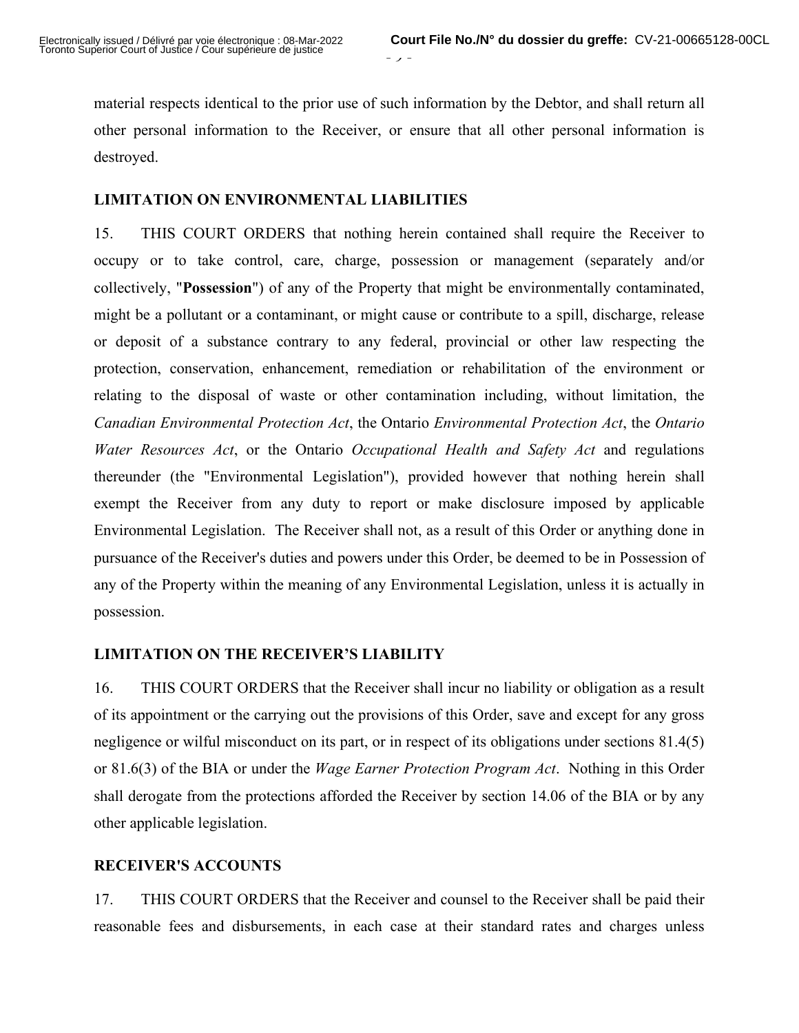material respects identical to the prior use of such information by the Debtor, and shall return all other personal information to the Receiver, or ensure that all other personal information is destroyed.

### LIMITATION ON ENVIRONMENTAL LIABILITIES

15. THIS COURT ORDERS that nothing herein contained shall require the Receiver to occupy or to take control, care, charge, possession or management (separately and/or collectively, "**Possession**") of any of the Property that might be environmentally contaminated, might be a pollutant or a contaminant, or might cause or contribute to a spill, discharge, release or deposit of a substance contrary to any federal, provincial or other law respecting the protection, conservation, enhancement, remediation or rehabilitation of the environment or relating to the disposal of waste or other contamination including, without limitation, the *Canadian Environmental Protection Act*, the Ontario *Environmental Protection Act*, the *Ontario Water Resources Act*, or the Ontario *Occupational Health and Safety Act* and regulations thereunder (the "Environmental Legislation"), provided however that nothing herein shall exempt the Receiver from any duty to report or make disclosure imposed by applicable Environmental Legislation. The Receiver shall not, as a result of this Order or anything done in pursuance of the Receiver's duties and powers under this Order, be deemed to be in Possession of any of the Property within the meaning of any Environmental Legislation, unless it is actually in possession.

### LIMITATION ON THE RECEIVER'S LIABILITY

16. THIS COURT ORDERS that the Receiver shall incur no liability or obligation as a result of its appointment or the carrying out the provisions of this Order, save and except for any gross negligence or wilful misconduct on its part, or in respect of its obligations under sections 81.4(5) or 81.6(3) of the BIA or under the *Wage Earner Protection Program Act*. Nothing in this Order shall derogate from the protections afforded the Receiver by section 14.06 of the BIA or by any other applicable legislation.

### RECEIVER'S ACCOUNTS

17. THIS COURT ORDERS that the Receiver and counsel to the Receiver shall be paid their reasonable fees and disbursements, in each case at their standard rates and charges unless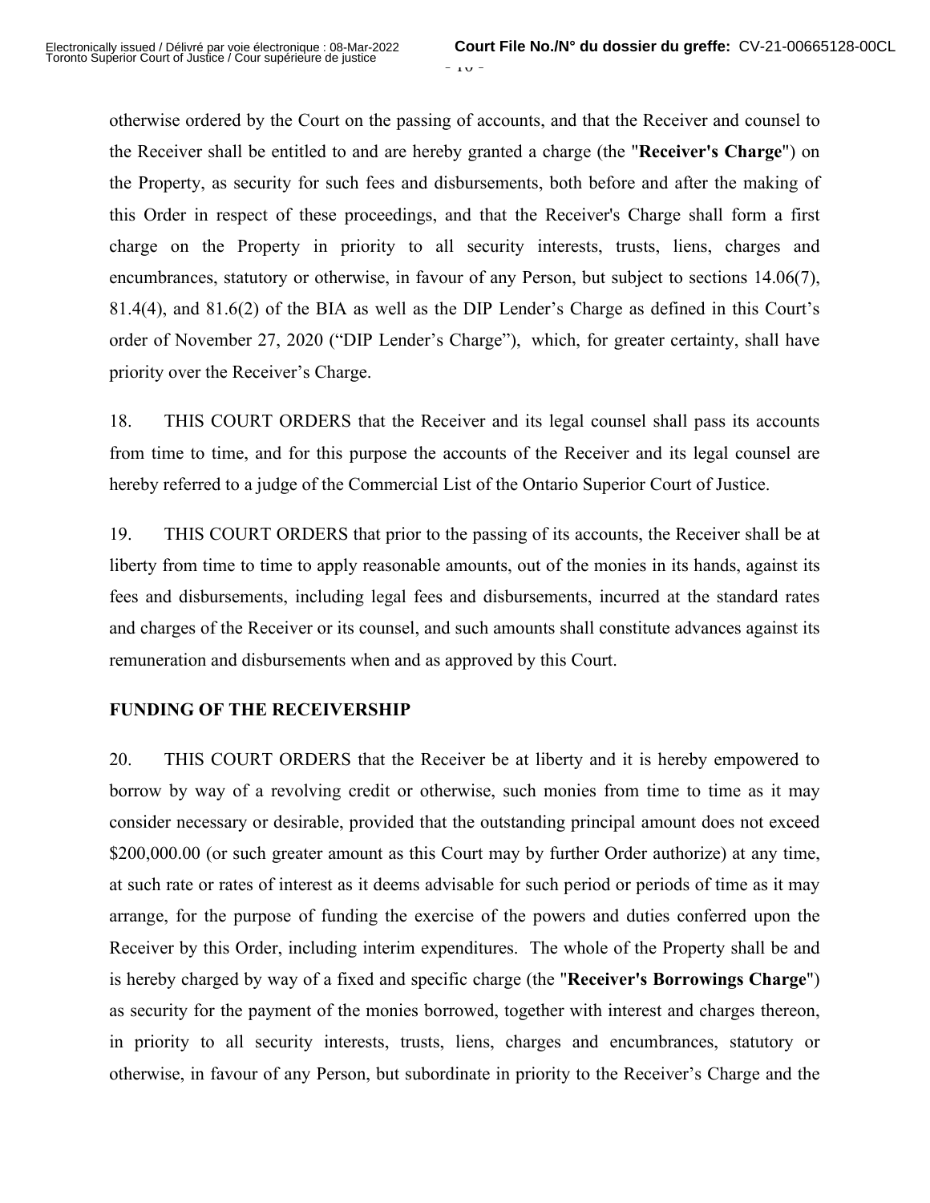otherwise ordered by the Court on the passing of accounts, and that the Receiver and counsel to the Receiver shall be entitled to and are hereby granted a charge (the "**Receiver's Charge**") on the Property, as security for such fees and disbursements, both before and after the making of this Order in respect of these proceedings, and that the Receiver's Charge shall form a first charge on the Property in priority to all security interests, trusts, liens, charges and encumbrances, statutory or otherwise, in favour of any Person, but subject to sections 14.06(7), 81.4(4), and 81.6(2) of the BIA as well as the DIP Lender's Charge as defined in this Court's order of November 27, 2020 ("DIP Lender's Charge"), which, for greater certainty, shall have priority over the Receiver's Charge.

18. THIS COURT ORDERS that the Receiver and its legal counsel shall pass its accounts from time to time, and for this purpose the accounts of the Receiver and its legal counsel are hereby referred to a judge of the Commercial List of the Ontario Superior Court of Justice.

19. THIS COURT ORDERS that prior to the passing of its accounts, the Receiver shall be at liberty from time to time to apply reasonable amounts, out of the monies in its hands, against its fees and disbursements, including legal fees and disbursements, incurred at the standard rates and charges of the Receiver or its counsel, and such amounts shall constitute advances against its remuneration and disbursements when and as approved by this Court.

**FUNDING OF THE RECEIVERSHIP**

20. THIS COURT ORDERS that the Receiver be at liberty and it is hereby empowered to borrow by way of a revolving credit or otherwise, such monies from time to time as it may consider necessary or desirable, provided that the outstanding principal amount does not exceed $200,000.00 (or such greater amount as this Court may by further Order authorize) at any time, at such rate or rates of interest as it deems advisable for such period or periods of time as it may arrange, for the purpose of funding the exercise of the powers and duties conferred upon the Receiver by this Order, including interim expenditures. The whole of the Property shall be and is hereby charged by way of a fixed and specific charge (the "**Receiver's Borrowings Charge**") as security for the payment of the monies borrowed, together with interest and charges thereon, in priority to all security interests, trusts, liens, charges and encumbrances, statutory or otherwise, in favour of any Person, but subordinate in priority to the Receiver's Charge and the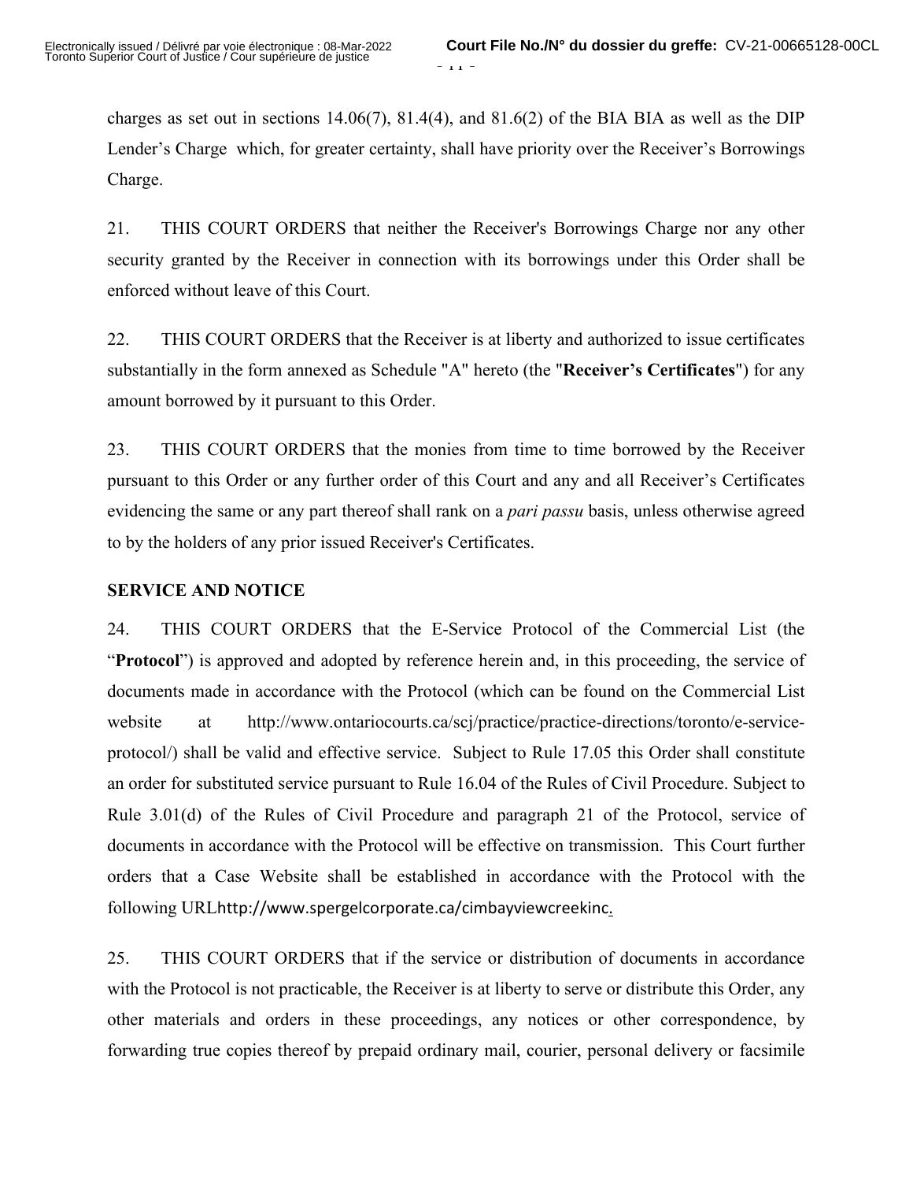charges as set out in sections 14.06(7), 81.4(4), and 81.6(2) of the BIA BIA as well as the DIP Lender's Charge which, for greater certainty, shall have priority over the Receiver's Borrowings Charge.

21. THIS COURT ORDERS that neither the Receiver's Borrowings Charge nor any other security granted by the Receiver in connection with its borrowings under this Order shall be enforced without leave of this Court.

22. THIS COURT ORDERS that the Receiver is at liberty and authorized to issue certificates substantially in the form annexed as Schedule "A" hereto (the "**Receiver's Certificates**") for any amount borrowed by it pursuant to this Order.

23. THIS COURT ORDERS that the monies from time to time borrowed by the Receiver pursuant to this Order or any further order of this Court and any and all Receiver's Certificates evidencing the same or any part thereof shall rank on a *pari passu* basis, unless otherwise agreed to by the holders of any prior issued Receiver's Certificates.

**SERVICE AND NOTICE**

24. THIS COURT ORDERS that the E-Service Protocol of the Commercial List (the "**Protocol**") is approved and adopted by reference herein and, in this proceeding, the service of documents made in accordance with the Protocol (which can be found on the Commercial List website at http://www.ontariocourts.ca/scj/practice/practice-directions/toronto/e-service-protocol/) shall be valid and effective service. Subject to Rule 17.05 this Order shall constitute an order for substituted service pursuant to Rule 16.04 of the Rules of Civil Procedure. Subject to Rule 3.01(d) of the Rules of Civil Procedure and paragraph 21 of the Protocol, service of documents in accordance with the Protocol will be effective on transmission. This Court further orders that a Case Website shall be established in accordance with the Protocol with the following URLhttp://www.spergelcorporate.ca/cimbayviewcreekinc.

25. THIS COURT ORDERS that if the service or distribution of documents in accordance with the Protocol is not practicable, the Receiver is at liberty to serve or distribute this Order, any other materials and orders in these proceedings, any notices or other correspondence, by forwarding true copies thereof by prepaid ordinary mail, courier, personal delivery or facsimile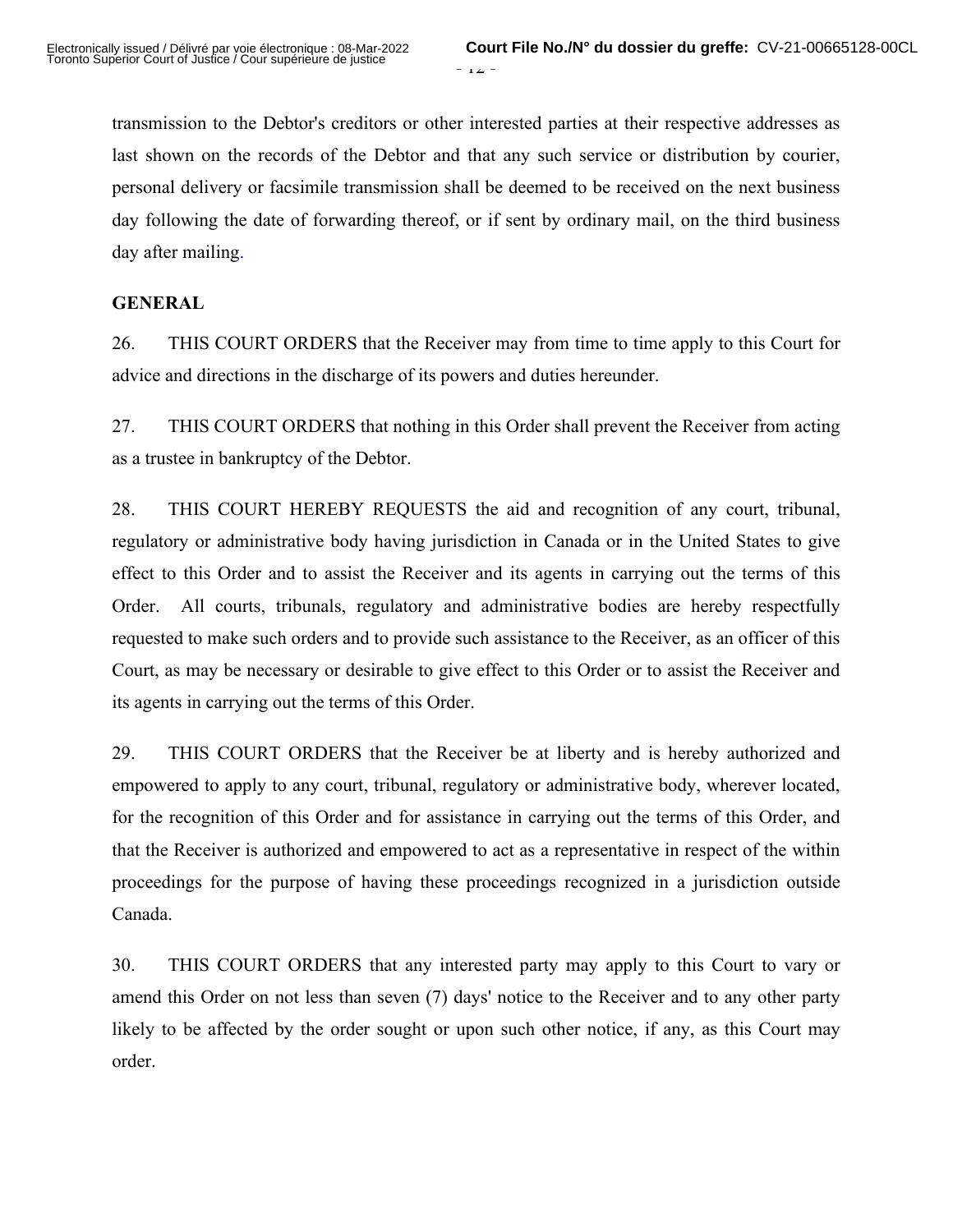transmission to the Debtor's creditors or other interested parties at their respective addresses as last shown on the records of the Debtor and that any such service or distribution by courier, personal delivery or facsimile transmission shall be deemed to be received on the next business day following the date of forwarding thereof, or if sent by ordinary mail, on the third business day after mailing.

**GENERAL**

26. THIS COURT ORDERS that the Receiver may from time to time apply to this Court for advice and directions in the discharge of its powers and duties hereunder.

27. THIS COURT ORDERS that nothing in this Order shall prevent the Receiver from acting as a trustee in bankruptcy of the Debtor.

28. THIS COURT HEREBY REQUESTS the aid and recognition of any court, tribunal, regulatory or administrative body having jurisdiction in Canada or in the United States to give effect to this Order and to assist the Receiver and its agents in carrying out the terms of this Order. All courts, tribunals, regulatory and administrative bodies are hereby respectfully requested to make such orders and to provide such assistance to the Receiver, as an officer of this Court, as may be necessary or desirable to give effect to this Order or to assist the Receiver and its agents in carrying out the terms of this Order.

29. THIS COURT ORDERS that the Receiver be at liberty and is hereby authorized and empowered to apply to any court, tribunal, regulatory or administrative body, wherever located, for the recognition of this Order and for assistance in carrying out the terms of this Order, and that the Receiver is authorized and empowered to act as a representative in respect of the within proceedings for the purpose of having these proceedings recognized in a jurisdiction outside Canada.

30. THIS COURT ORDERS that any interested party may apply to this Court to vary or amend this Order on not less than seven (7) days' notice to the Receiver and to any other party likely to be affected by the order sought or upon such other notice, if any, as this Court may order.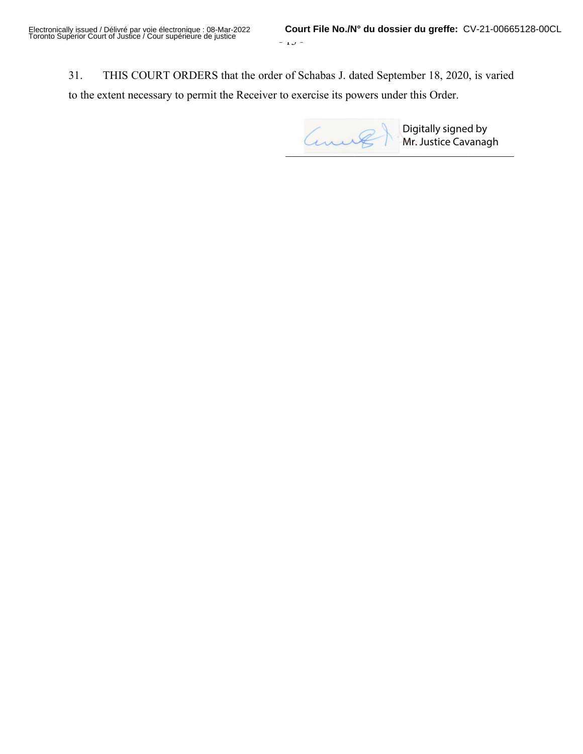31. THIS COURT ORDERS that the order of Schabas J. dated September 18, 2020, is varied to the extent necessary to permit the Receiver to exercise its powers under this Order.

Digitally signed by Mr. Justice Cavanagh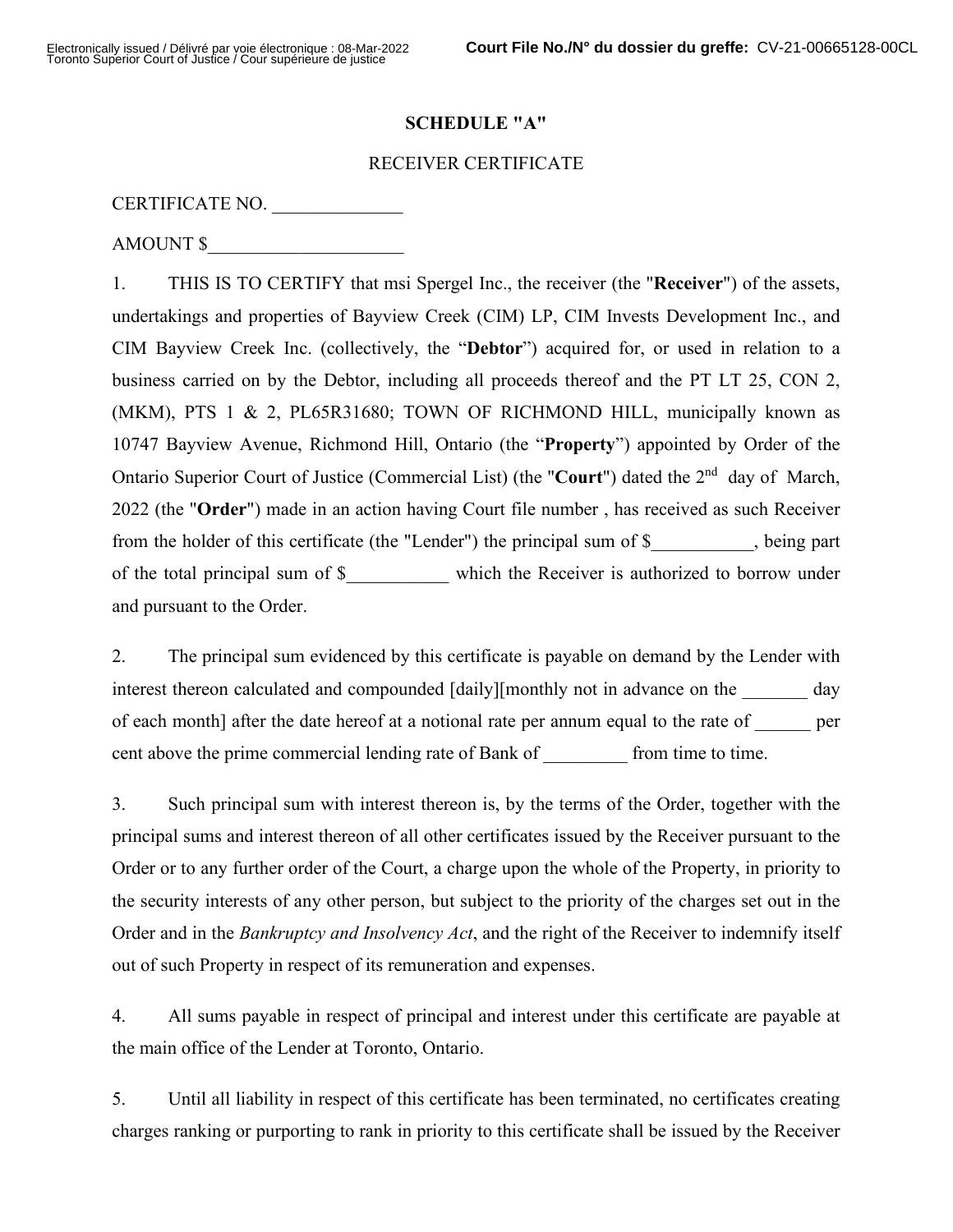## SCHEDULE "A"

RECEIVER CERTIFICATE

CERTIFICATE NO. ______________

AMOUNT $_____________________

1. THIS IS TO CERTIFY that msi Spergel Inc., the receiver (the "**Receiver**") of the assets, undertakings and properties of Bayview Creek (CIM) LP, CIM Invests Development Inc., and CIM Bayview Creek Inc. (collectively, the "**Debtor**") acquired for, or used in relation to a business carried on by the Debtor, including all proceeds thereof and the PT LT 25, CON 2, (MKM), PTS 1 & 2, PL65R31680; TOWN OF RICHMOND HILL, municipally known as 10747 Bayview Avenue, Richmond Hill, Ontario (the "**Property**") appointed by Order of the Ontario Superior Court of Justice (Commercial List) (the "**Court**") dated the 2nd day of March, 2022 (the "**Order**") made in an action having Court file number , has received as such Receiver from the holder of this certificate (the "Lender") the principal sum of $___________, being part of the total principal sum of $___________ which the Receiver is authorized to borrow under and pursuant to the Order.

2. The principal sum evidenced by this certificate is payable on demand by the Lender with interest thereon calculated and compounded [daily][monthly not in advance on the _______ day of each month] after the date hereof at a notional rate per annum equal to the rate of ______ per cent above the prime commercial lending rate of Bank of _________ from time to time.

3. Such principal sum with interest thereon is, by the terms of the Order, together with the principal sums and interest thereon of all other certificates issued by the Receiver pursuant to the Order or to any further order of the Court, a charge upon the whole of the Property, in priority to the security interests of any other person, but subject to the priority of the charges set out in the Order and in the *Bankruptcy and Insolvency Act*, and the right of the Receiver to indemnify itself out of such Property in respect of its remuneration and expenses.

4. All sums payable in respect of principal and interest under this certificate are payable at the main office of the Lender at Toronto, Ontario.

5. Until all liability in respect of this certificate has been terminated, no certificates creating charges ranking or purporting to rank in priority to this certificate shall be issued by the Receiver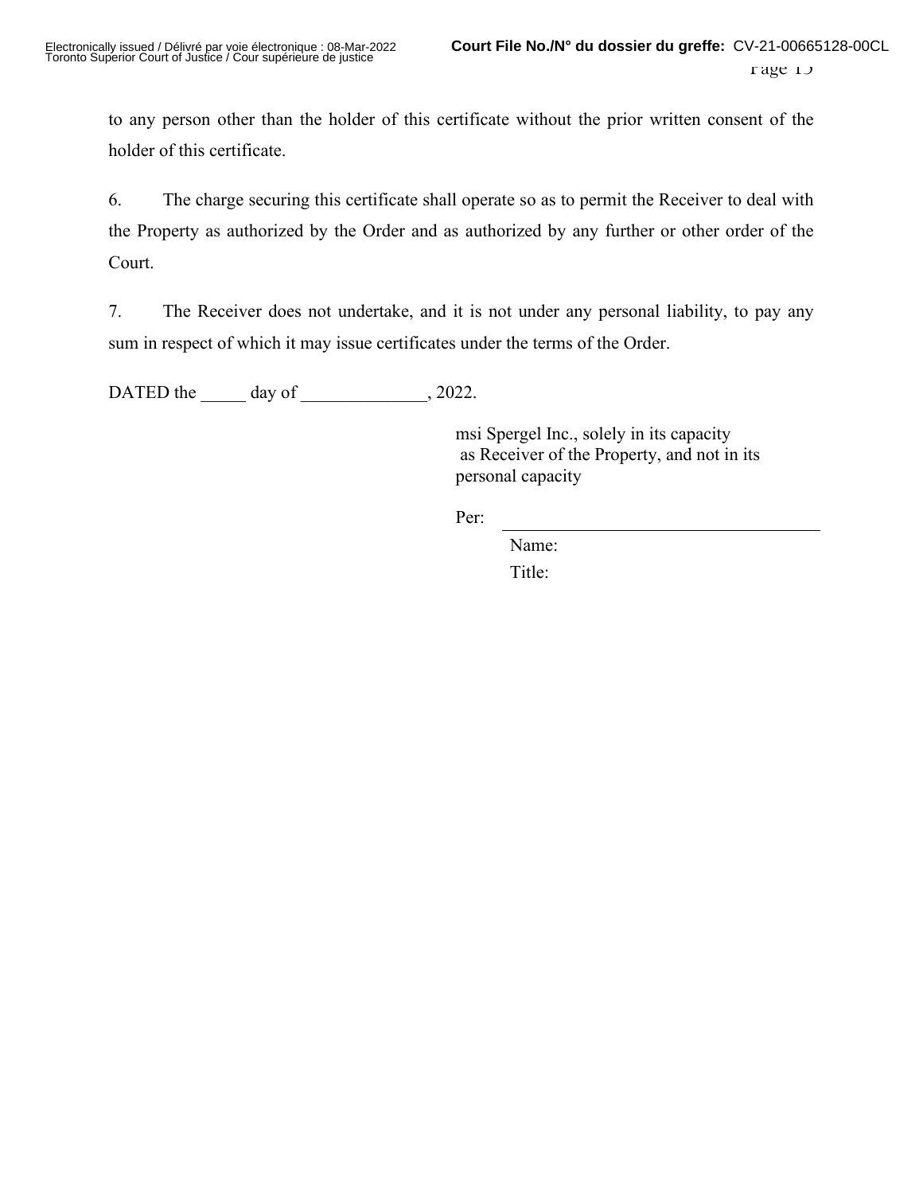to any person other than the holder of this certificate without the prior written consent of the holder of this certificate.

6. The charge securing this certificate shall operate so as to permit the Receiver to deal with the Property as authorized by the Order and as authorized by any further or other order of the Court.

7. The Receiver does not undertake, and it is not under any personal liability, to pay any sum in respect of which it may issue certificates under the terms of the Order.

DATED the _____ day of ______________, 2022.

msi Spergel Inc., solely in its capacity as Receiver of the Property, and not in its personal capacity

Per: ____________________________________

Name:

Title: